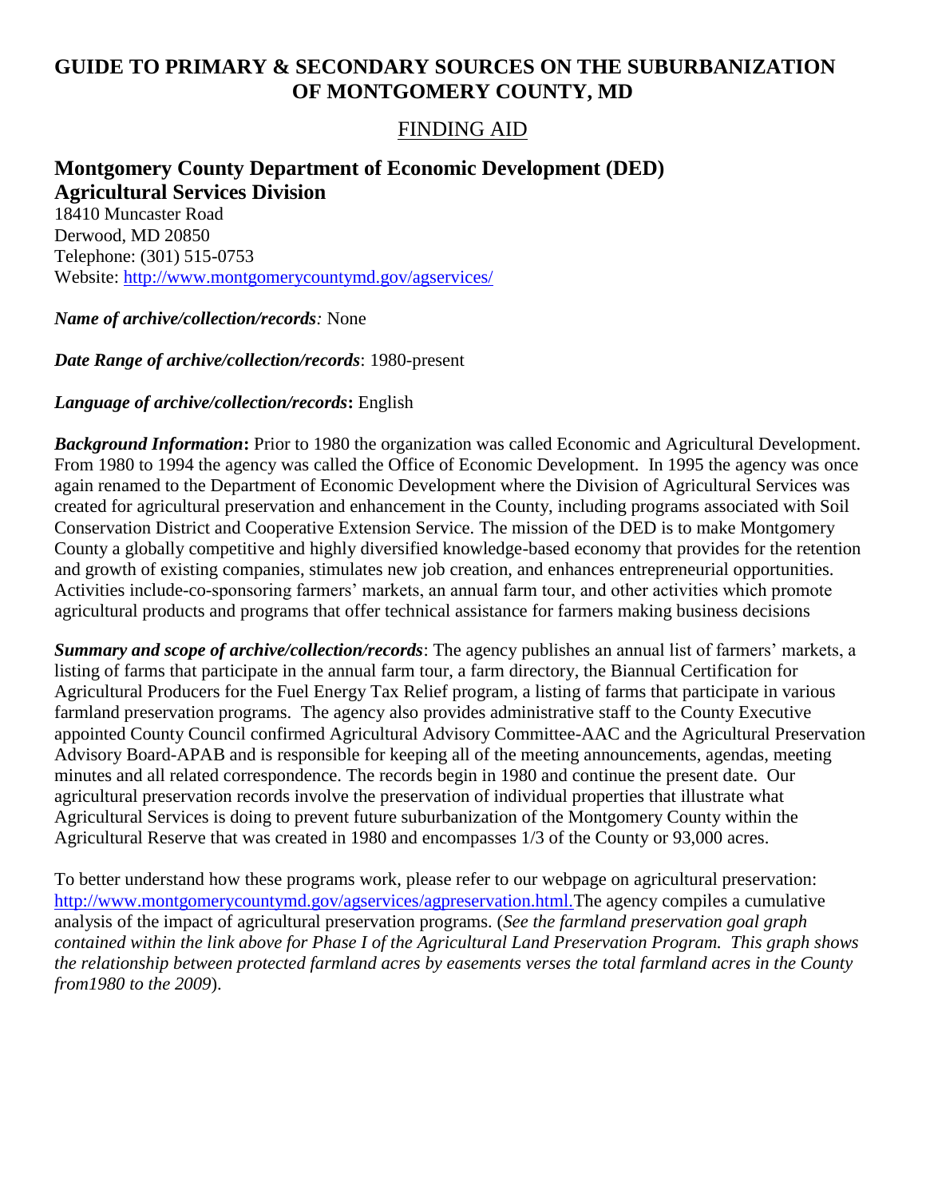# GUIDE TO PRIMARY & SECONDARY SOURCES ON THE SUBURBANIZATION OF MONTGOMERY COUNTY, MD

## FINDING AID

### Montgomery County Department of Economic Development (DED) Agricultural Services Division

18410 Muncaster Road
Derwood, MD 20850
Telephone: (301) 515-0753
Website: http://www.montgomerycountymd.gov/agservices/

***Name of archive/collection/records**:* None

***Date Range of archive/collection/records***: 1980-present

***Language of archive/collection/records*****:** English

***Background Information*****:** Prior to 1980 the organization was called Economic and Agricultural Development. From 1980 to 1994 the agency was called the Office of Economic Development. In 1995 the agency was once again renamed to the Department of Economic Development where the Division of Agricultural Services was created for agricultural preservation and enhancement in the County, including programs associated with Soil Conservation District and Cooperative Extension Service. The mission of the DED is to make Montgomery County a globally competitive and highly diversified knowledge-based economy that provides for the retention and growth of existing companies, stimulates new job creation, and enhances entrepreneurial opportunities. Activities include-co-sponsoring farmers' markets, an annual farm tour, and other activities which promote agricultural products and programs that offer technical assistance for farmers making business decisions

***Summary and scope of archive/collection/records***: The agency publishes an annual list of farmers' markets, a listing of farms that participate in the annual farm tour, a farm directory, the Biannual Certification for Agricultural Producers for the Fuel Energy Tax Relief program, a listing of farms that participate in various farmland preservation programs. The agency also provides administrative staff to the County Executive appointed County Council confirmed Agricultural Advisory Committee-AAC and the Agricultural Preservation Advisory Board-APAB and is responsible for keeping all of the meeting announcements, agendas, meeting minutes and all related correspondence. The records begin in 1980 and continue the present date. Our agricultural preservation records involve the preservation of individual properties that illustrate what Agricultural Services is doing to prevent future suburbanization of the Montgomery County within the Agricultural Reserve that was created in 1980 and encompasses 1/3 of the County or 93,000 acres.

To better understand how these programs work, please refer to our webpage on agricultural preservation: http://www.montgomerycountymd.gov/agservices/agpreservation.html.The agency compiles a cumulative analysis of the impact of agricultural preservation programs. (*See the farmland preservation goal graph contained within the link above for Phase I of the Agricultural Land Preservation Program. This graph shows the relationship between protected farmland acres by easements verses the total farmland acres in the County from1980 to the 2009*).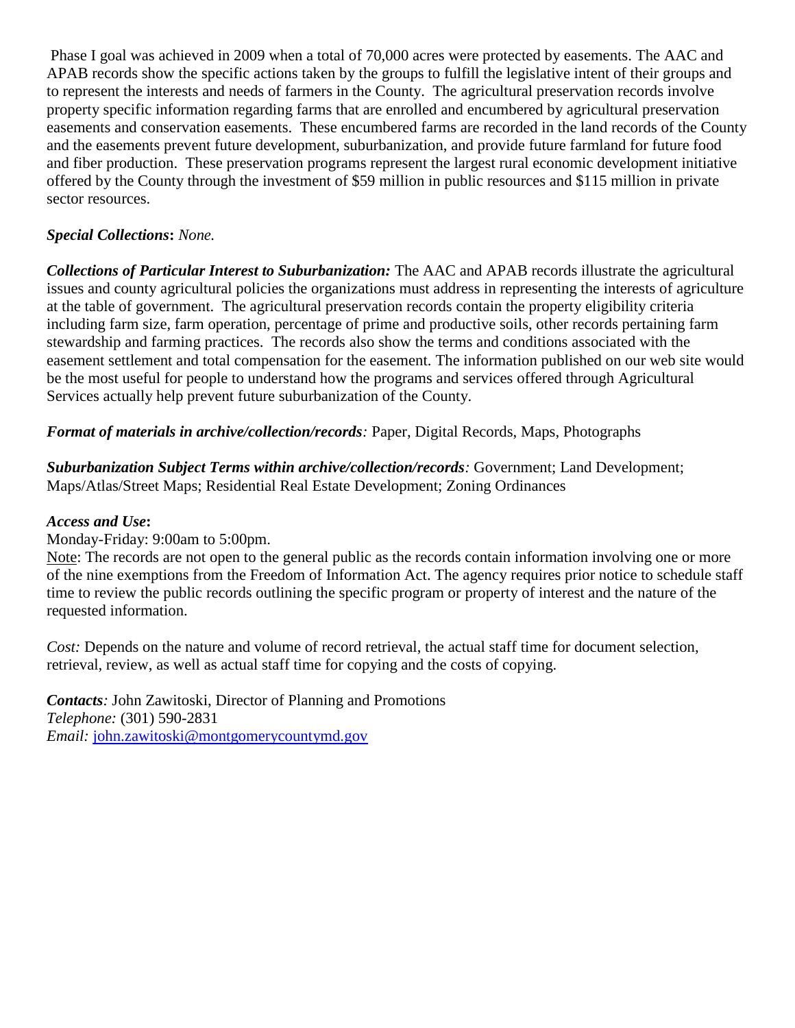Phase I goal was achieved in 2009 when a total of 70,000 acres were protected by easements. The AAC and APAB records show the specific actions taken by the groups to fulfill the legislative intent of their groups and to represent the interests and needs of farmers in the County. The agricultural preservation records involve property specific information regarding farms that are enrolled and encumbered by agricultural preservation easements and conservation easements. These encumbered farms are recorded in the land records of the County and the easements prevent future development, suburbanization, and provide future farmland for future food and fiber production. These preservation programs represent the largest rural economic development initiative offered by the County through the investment of $59 million in public resources and $115 million in private sector resources.

***Special Collections*:** *None.*

***Collections of Particular Interest to Suburbanization:*** The AAC and APAB records illustrate the agricultural issues and county agricultural policies the organizations must address in representing the interests of agriculture at the table of government. The agricultural preservation records contain the property eligibility criteria including farm size, farm operation, percentage of prime and productive soils, other records pertaining farm stewardship and farming practices. The records also show the terms and conditions associated with the easement settlement and total compensation for the easement. The information published on our web site would be the most useful for people to understand how the programs and services offered through Agricultural Services actually help prevent future suburbanization of the County.

***Format of materials in archive/collection/records****:* Paper, Digital Records, Maps, Photographs

***Suburbanization Subject Terms within archive/collection/records****:* Government; Land Development; Maps/Atlas/Street Maps; Residential Real Estate Development; Zoning Ordinances

***Access and Use*:**
Monday-Friday: 9:00am to 5:00pm.
Note: The records are not open to the general public as the records contain information involving one or more of the nine exemptions from the Freedom of Information Act. The agency requires prior notice to schedule staff time to review the public records outlining the specific program or property of interest and the nature of the requested information.

*Cost:* Depends on the nature and volume of record retrieval, the actual staff time for document selection, retrieval, review, as well as actual staff time for copying and the costs of copying.

***Contacts****:* John Zawitoski, Director of Planning and Promotions
*Telephone:* (301) 590-2831
*Email:* john.zawitoski@montgomerycountymd.gov